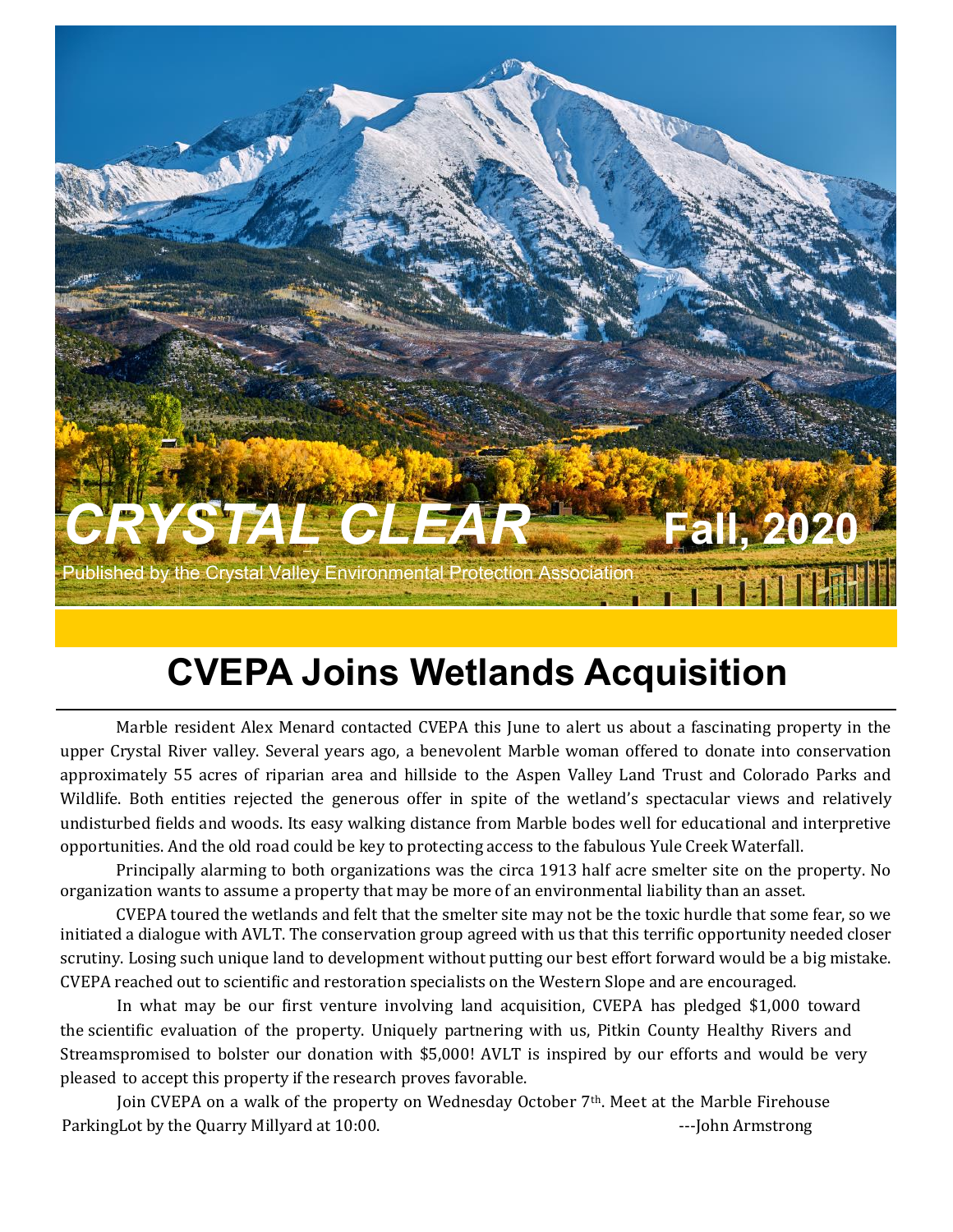# CRYSTAL CLEAR Fall, 2020

Published by the Crystal Valley Environmental Protection Association

## CVEPA Joins Wetlands Acquisition

Marble resident Alex Menard contacted CVEPA this June to alert us about a fascinating property in the upper Crystal River valley. Several years ago, a benevolent Marble woman offered to donate into conservation approximately 55 acres of riparian area and hillside to the Aspen Valley Land Trust and Colorado Parks and Wildlife. Both entities rejected the generous offer in spite of the wetland's spectacular views and relatively undisturbed fields and woods. Its easy walking distance from Marble bodes well for educational and interpretive opportunities. And the old road could be key to protecting access to the fabulous Yule Creek Waterfall.

Principally alarming to both organizations was the circa 1913 half acre smelter site on the property. No organization wants to assume a property that may be more of an environmental liability than an asset.

CVEPA toured the wetlands and felt that the smelter site may not be the toxic hurdle that some fear, so we initiated a dialogue with AVLT. The conservation group agreed with us that this terrific opportunity needed closer scrutiny. Losing such unique land to development without putting our best effort forward would be a big mistake. CVEPA reached out to scientific and restoration specialists on the Western Slope and are encouraged.

In what may be our first venture involving land acquisition, CVEPA has pledged $1,000 toward the scientific evaluation of the property. Uniquely partnering with us, Pitkin County Healthy Rivers and Streamspromised to bolster our donation with $5,000! AVLT is inspired by our efforts and would be very pleased to accept this property if the research proves favorable.

Join CVEPA on a walk of the property on Wednesday October 7th. Meet at the Marble Firehouse ParkingLot by the Quarry Millyard at 10:00.

---John Armstrong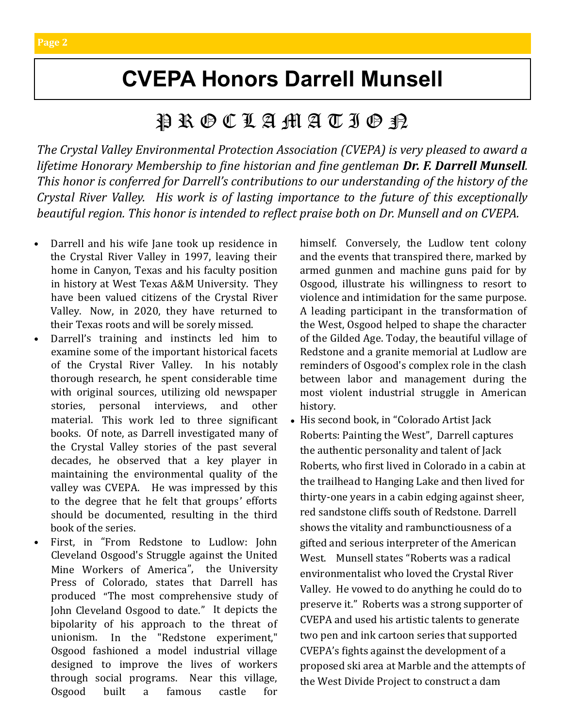# CVEPA Honors Darrell Munsell

## P R O C L A M A T I O N

*The Crystal Valley Environmental Protection Association (CVEPA) is very pleased to award a lifetime Honorary Membership to fine historian and fine gentleman **Dr. F. Darrell Munsell**. This honor is conferred for Darrell's contributions to our understanding of the history of the Crystal River Valley. His work is of lasting importance to the future of this exceptionally beautiful region. This honor is intended to reflect praise both on Dr. Munsell and on CVEPA.*

- Darrell and his wife Jane took up residence in the Crystal River Valley in 1997, leaving their home in Canyon, Texas and his faculty position in history at West Texas A&M University. They have been valued citizens of the Crystal River Valley. Now, in 2020, they have returned to their Texas roots and will be sorely missed.
- Darrell's training and instincts led him to examine some of the important historical facets of the Crystal River Valley. In his notably thorough research, he spent considerable time with original sources, utilizing old newspaper stories, personal interviews, and other material. This work led to three significant books. Of note, as Darrell investigated many of the Crystal Valley stories of the past several decades, he observed that a key player in maintaining the environmental quality of the valley was CVEPA. He was impressed by this to the degree that he felt that groups' efforts should be documented, resulting in the third book of the series.
- First, in "From Redstone to Ludlow: John Cleveland Osgood's Struggle against the United Mine Workers of America", the University Press of Colorado, states that Darrell has produced "The most comprehensive study of John Cleveland Osgood to date." It depicts the bipolarity of his approach to the threat of unionism. In the "Redstone experiment," Osgood fashioned a model industrial village designed to improve the lives of workers through social programs. Near this village, Osgood built a famous castle for himself. Conversely, the Ludlow tent colony and the events that transpired there, marked by armed gunmen and machine guns paid for by Osgood, illustrate his willingness to resort to violence and intimidation for the same purpose. A leading participant in the transformation of the West, Osgood helped to shape the character of the Gilded Age. Today, the beautiful village of Redstone and a granite memorial at Ludlow are reminders of Osgood's complex role in the clash between labor and management during the most violent industrial struggle in American history.
- His second book, in "Colorado Artist Jack Roberts: Painting the West", Darrell captures the authentic personality and talent of Jack Roberts, who first lived in Colorado in a cabin at the trailhead to Hanging Lake and then lived for thirty-one years in a cabin edging against sheer, red sandstone cliffs south of Redstone. Darrell shows the vitality and rambunctiousness of a gifted and serious interpreter of the American West. Munsell states "Roberts was a radical environmentalist who loved the Crystal River Valley. He vowed to do anything he could do to preserve it." Roberts was a strong supporter of CVEPA and used his artistic talents to generate two pen and ink cartoon series that supported CVEPA's fights against the development of a proposed ski area at Marble and the attempts of the West Divide Project to construct a dam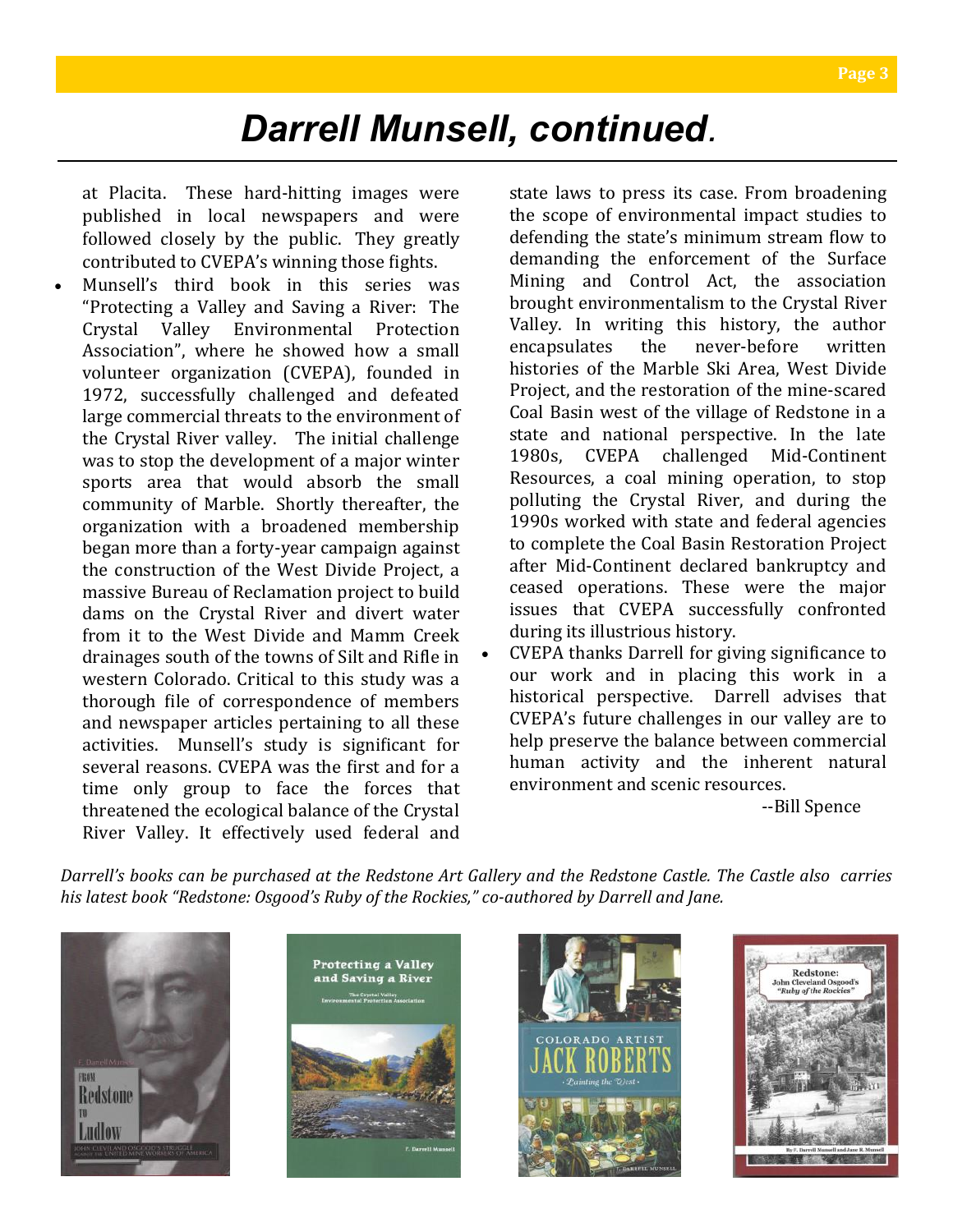# Darrell Munsell, continued.

at Placita. These hard-hitting images were published in local newspapers and were followed closely by the public. They greatly contributed to CVEPA's winning those fights.

- Munsell's third book in this series was "Protecting a Valley and Saving a River: The Crystal Valley Environmental Protection Association", where he showed how a small volunteer organization (CVEPA), founded in 1972, successfully challenged and defeated large commercial threats to the environment of the Crystal River valley. The initial challenge was to stop the development of a major winter sports area that would absorb the small community of Marble. Shortly thereafter, the organization with a broadened membership began more than a forty-year campaign against the construction of the West Divide Project, a massive Bureau of Reclamation project to build dams on the Crystal River and divert water from it to the West Divide and Mamm Creek drainages south of the towns of Silt and Rifle in western Colorado. Critical to this study was a thorough file of correspondence of members and newspaper articles pertaining to all these activities. Munsell's study is significant for several reasons. CVEPA was the first and for a time only group to face the forces that threatened the ecological balance of the Crystal River Valley. It effectively used federal and state laws to press its case. From broadening the scope of environmental impact studies to defending the state's minimum stream flow to demanding the enforcement of the Surface Mining and Control Act, the association brought environmentalism to the Crystal River Valley. In writing this history, the author encapsulates the never-before written histories of the Marble Ski Area, West Divide Project, and the restoration of the mine-scared Coal Basin west of the village of Redstone in a state and national perspective. In the late 1980s, CVEPA challenged Mid-Continent Resources, a coal mining operation, to stop polluting the Crystal River, and during the 1990s worked with state and federal agencies to complete the Coal Basin Restoration Project after Mid-Continent declared bankruptcy and ceased operations. These were the major issues that CVEPA successfully confronted during its illustrious history.
- CVEPA thanks Darrell for giving significance to our work and in placing this work in a historical perspective. Darrell advises that CVEPA's future challenges in our valley are to help preserve the balance between commercial human activity and the inherent natural environment and scenic resources.

--Bill Spence

*Darrell's books can be purchased at the Redstone Art Gallery and the Redstone Castle. The Castle also carries his latest book "Redstone: Osgood's Ruby of the Rockies," co-authored by Darrell and Jane.*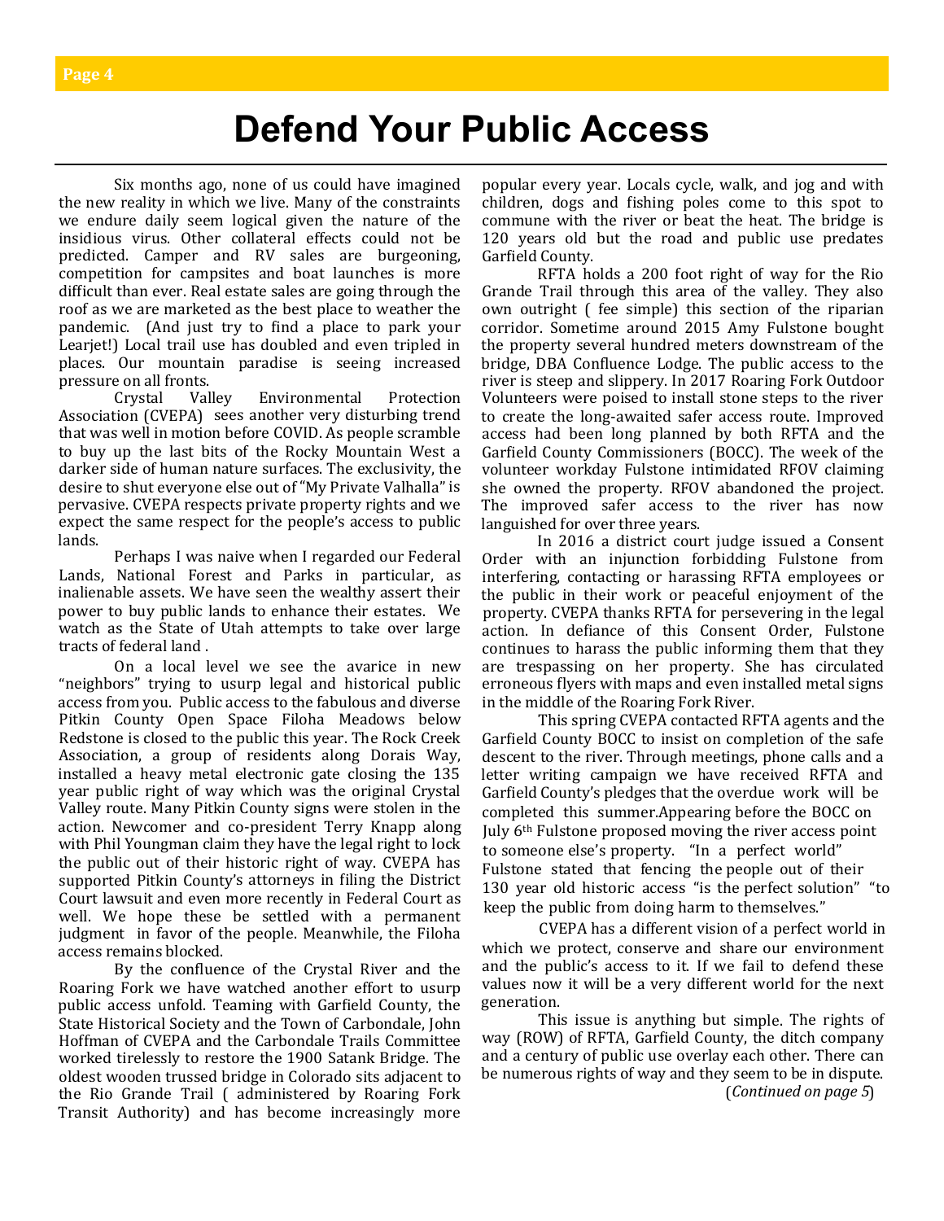# Defend Your Public Access

Six months ago, none of us could have imagined the new reality in which we live. Many of the constraints we endure daily seem logical given the nature of the insidious virus. Other collateral effects could not be predicted. Camper and RV sales are burgeoning, competition for campsites and boat launches is more difficult than ever. Real estate sales are going through the roof as we are marketed as the best place to weather the pandemic. (And just try to find a place to park your Learjet!) Local trail use has doubled and even tripled in places. Our mountain paradise is seeing increased pressure on all fronts.

Crystal Valley Environmental Protection Association (CVEPA) sees another very disturbing trend that was well in motion before COVID. As people scramble to buy up the last bits of the Rocky Mountain West a darker side of human nature surfaces. The exclusivity, the desire to shut everyone else out of "My Private Valhalla" is pervasive. CVEPA respects private property rights and we expect the same respect for the people's access to public lands.

Perhaps I was naive when I regarded our Federal Lands, National Forest and Parks in particular, as inalienable assets. We have seen the wealthy assert their power to buy public lands to enhance their estates. We watch as the State of Utah attempts to take over large tracts of federal land .

On a local level we see the avarice in new "neighbors" trying to usurp legal and historical public access from you. Public access to the fabulous and diverse Pitkin County Open Space Filoha Meadows below Redstone is closed to the public this year. The Rock Creek Association, a group of residents along Dorais Way, installed a heavy metal electronic gate closing the 135 year public right of way which was the original Crystal Valley route. Many Pitkin County signs were stolen in the action. Newcomer and co-president Terry Knapp along with Phil Youngman claim they have the legal right to lock the public out of their historic right of way. CVEPA has supported Pitkin County's attorneys in filing the District Court lawsuit and even more recently in Federal Court as well. We hope these be settled with a permanent judgment in favor of the people. Meanwhile, the Filoha access remains blocked.

By the confluence of the Crystal River and the Roaring Fork we have watched another effort to usurp public access unfold. Teaming with Garfield County, the State Historical Society and the Town of Carbondale, John Hoffman of CVEPA and the Carbondale Trails Committee worked tirelessly to restore the 1900 Satank Bridge. The oldest wooden trussed bridge in Colorado sits adjacent to the Rio Grande Trail ( administered by Roaring Fork Transit Authority) and has become increasingly more popular every year. Locals cycle, walk, and jog and with children, dogs and fishing poles come to this spot to commune with the river or beat the heat. The bridge is 120 years old but the road and public use predates Garfield County.

RFTA holds a 200 foot right of way for the Rio Grande Trail through this area of the valley. They also own outright ( fee simple) this section of the riparian corridor. Sometime around 2015 Amy Fulstone bought the property several hundred meters downstream of the bridge, DBA Confluence Lodge. The public access to the river is steep and slippery. In 2017 Roaring Fork Outdoor Volunteers were poised to install stone steps to the river to create the long-awaited safer access route. Improved access had been long planned by both RFTA and the Garfield County Commissioners (BOCC). The week of the volunteer workday Fulstone intimidated RFOV claiming she owned the property. RFOV abandoned the project. The improved safer access to the river has now languished for over three years.

In 2016 a district court judge issued a Consent Order with an injunction forbidding Fulstone from interfering, contacting or harassing RFTA employees or the public in their work or peaceful enjoyment of the property. CVEPA thanks RFTA for persevering in the legal action. In defiance of this Consent Order, Fulstone continues to harass the public informing them that they are trespassing on her property. She has circulated erroneous flyers with maps and even installed metal signs in the middle of the Roaring Fork River.

This spring CVEPA contacted RFTA agents and the Garfield County BOCC to insist on completion of the safe descent to the river. Through meetings, phone calls and a letter writing campaign we have received RFTA and Garfield County's pledges that the overdue work will be completed this summer.Appearing before the BOCC on July 6th Fulstone proposed moving the river access point to someone else's property. "In a perfect world" Fulstone stated that fencing the people out of their 130 year old historic access "is the perfect solution" "to keep the public from doing harm to themselves."

CVEPA has a different vision of a perfect world in which we protect, conserve and share our environment and the public's access to it. If we fail to defend these values now it will be a very different world for the next generation.

This issue is anything but simple. The rights of way (ROW) of RFTA, Garfield County, the ditch company and a century of public use overlay each other. There can be numerous rights of way and they seem to be in dispute.

(*Continued on page 5*)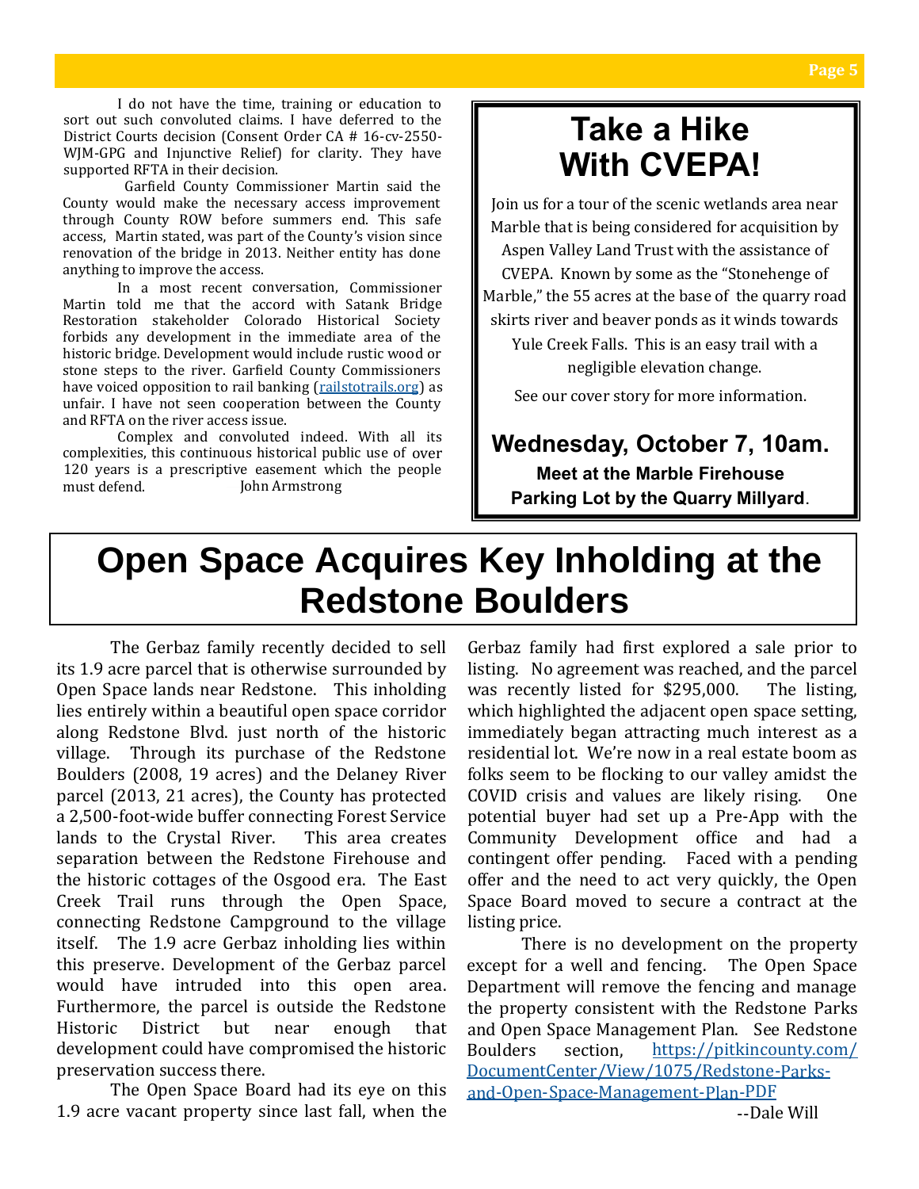I do not have the time, training or education to sort out such convoluted claims. I have deferred to the District Courts decision (Consent Order CA # 16-cv-2550-WJM-GPG and Injunctive Relief) for clarity. They have supported RFTA in their decision.

Garfield County Commissioner Martin said the County would make the necessary access improvement through County ROW before summers end. This safe access, Martin stated, was part of the County's vision since renovation of the bridge in 2013. Neither entity has done anything to improve the access.

In a most recent conversation, Commissioner Martin told me that the accord with Satank Bridge Restoration stakeholder Colorado Historical Society forbids any development in the immediate area of the historic bridge. Development would include rustic wood or stone steps to the river. Garfield County Commissioners have voiced opposition to rail banking (railstotrails.org) as unfair. I have not seen cooperation between the County and RFTA on the river access issue.

Complex and convoluted indeed. With all its complexities, this continuous historical public use of over 120 years is a prescriptive easement which the people must defend. John Armstrong

# Take a Hike With CVEPA!

Join us for a tour of the scenic wetlands area near Marble that is being considered for acquisition by Aspen Valley Land Trust with the assistance of CVEPA. Known by some as the "Stonehenge of Marble," the 55 acres at the base of the quarry road skirts river and beaver ponds as it winds towards Yule Creek Falls. This is an easy trail with a negligible elevation change.

See our cover story for more information.

**Wednesday, October 7, 10am.**

**Meet at the Marble Firehouse Parking Lot by the Quarry Millyard.**

# Open Space Acquires Key Inholding at the Redstone Boulders

The Gerbaz family recently decided to sell its 1.9 acre parcel that is otherwise surrounded by Open Space lands near Redstone. This inholding lies entirely within a beautiful open space corridor along Redstone Blvd. just north of the historic village. Through its purchase of the Redstone Boulders (2008, 19 acres) and the Delaney River parcel (2013, 21 acres), the County has protected a 2,500-foot-wide buffer connecting Forest Service lands to the Crystal River. This area creates separation between the Redstone Firehouse and the historic cottages of the Osgood era. The East Creek Trail runs through the Open Space, connecting Redstone Campground to the village itself. The 1.9 acre Gerbaz inholding lies within this preserve. Development of the Gerbaz parcel would have intruded into this open area. Furthermore, the parcel is outside the Redstone Historic District but near enough that development could have compromised the historic preservation success there.

The Open Space Board had its eye on this 1.9 acre vacant property since last fall, when the Gerbaz family had first explored a sale prior to listing. No agreement was reached, and the parcel was recently listed for $295,000. The listing, which highlighted the adjacent open space setting, immediately began attracting much interest as a residential lot. We're now in a real estate boom as folks seem to be flocking to our valley amidst the COVID crisis and values are likely rising. One potential buyer had set up a Pre-App with the Community Development office and had a contingent offer pending. Faced with a pending offer and the need to act very quickly, the Open Space Board moved to secure a contract at the listing price.

There is no development on the property except for a well and fencing. The Open Space Department will remove the fencing and manage the property consistent with the Redstone Parks and Open Space Management Plan. See Redstone Boulders section, https://pitkincounty.com/DocumentCenter/View/1075/Redstone-Parks-and-Open-Space-Management-Plan-PDF

--Dale Will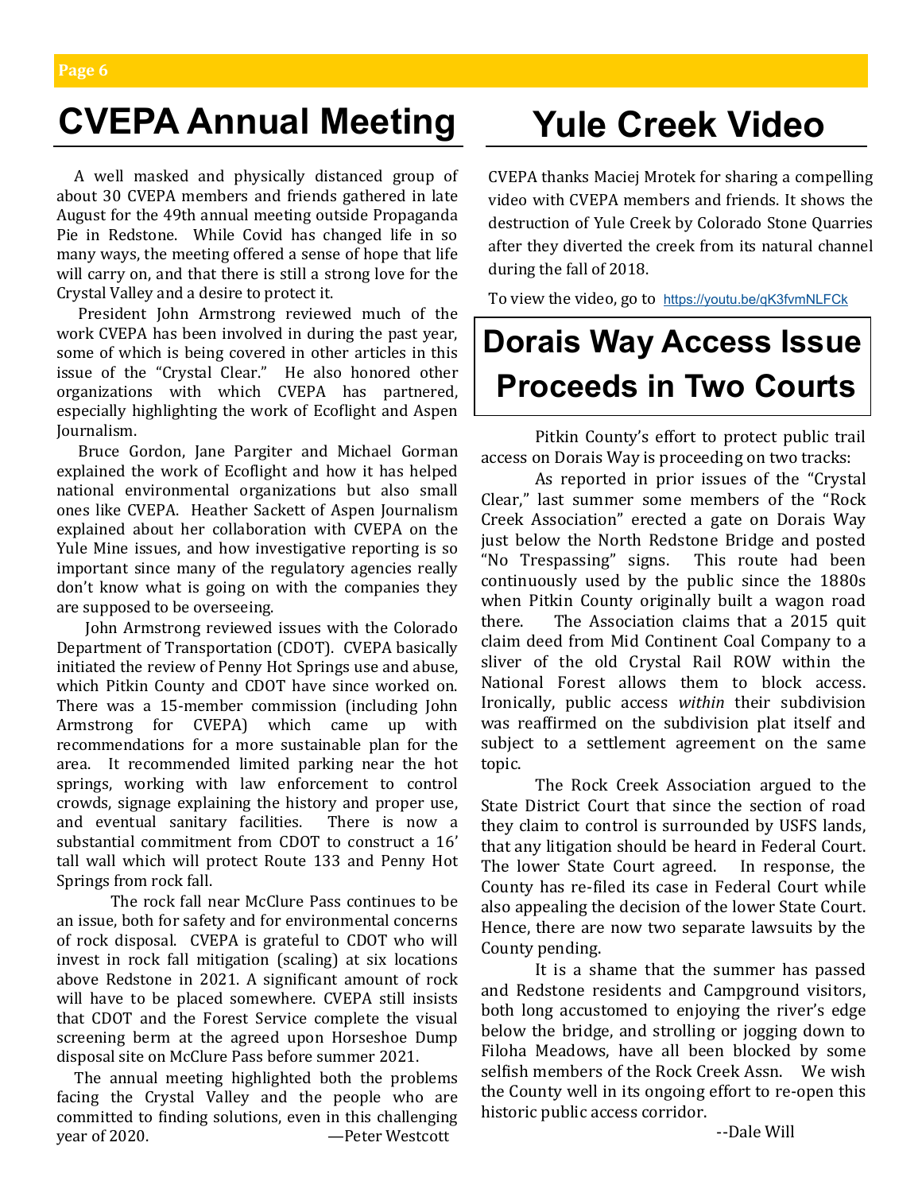# CVEPA Annual Meeting

A well masked and physically distanced group of about 30 CVEPA members and friends gathered in late August for the 49th annual meeting outside Propaganda Pie in Redstone. While Covid has changed life in so many ways, the meeting offered a sense of hope that life will carry on, and that there is still a strong love for the Crystal Valley and a desire to protect it.

President John Armstrong reviewed much of the work CVEPA has been involved in during the past year, some of which is being covered in other articles in this issue of the "Crystal Clear." He also honored other organizations with which CVEPA has partnered, especially highlighting the work of Ecoflight and Aspen Journalism.

Bruce Gordon, Jane Pargiter and Michael Gorman explained the work of Ecoflight and how it has helped national environmental organizations but also small ones like CVEPA. Heather Sackett of Aspen Journalism explained about her collaboration with CVEPA on the Yule Mine issues, and how investigative reporting is so important since many of the regulatory agencies really don't know what is going on with the companies they are supposed to be overseeing.

John Armstrong reviewed issues with the Colorado Department of Transportation (CDOT). CVEPA basically initiated the review of Penny Hot Springs use and abuse, which Pitkin County and CDOT have since worked on. There was a 15-member commission (including John Armstrong for CVEPA) which came up with recommendations for a more sustainable plan for the area. It recommended limited parking near the hot springs, working with law enforcement to control crowds, signage explaining the history and proper use, and eventual sanitary facilities. There is now a substantial commitment from CDOT to construct a 16' tall wall which will protect Route 133 and Penny Hot Springs from rock fall.

The rock fall near McClure Pass continues to be an issue, both for safety and for environmental concerns of rock disposal. CVEPA is grateful to CDOT who will invest in rock fall mitigation (scaling) at six locations above Redstone in 2021. A significant amount of rock will have to be placed somewhere. CVEPA still insists that CDOT and the Forest Service complete the visual screening berm at the agreed upon Horseshoe Dump disposal site on McClure Pass before summer 2021.

The annual meeting highlighted both the problems facing the Crystal Valley and the people who are committed to finding solutions, even in this challenging year of 2020.

—Peter Westcott

# Yule Creek Video

CVEPA thanks Maciej Mrotek for sharing a compelling video with CVEPA members and friends. It shows the destruction of Yule Creek by Colorado Stone Quarries after they diverted the creek from its natural channel during the fall of 2018.

To view the video, go to https://youtu.be/qK3fvmNLFCk

# Dorais Way Access Issue Proceeds in Two Courts

Pitkin County's effort to protect public trail access on Dorais Way is proceeding on two tracks:

As reported in prior issues of the "Crystal Clear," last summer some members of the "Rock Creek Association" erected a gate on Dorais Way just below the North Redstone Bridge and posted "No Trespassing" signs. This route had been continuously used by the public since the 1880s when Pitkin County originally built a wagon road there. The Association claims that a 2015 quit claim deed from Mid Continent Coal Company to a sliver of the old Crystal Rail ROW within the National Forest allows them to block access. Ironically, public access *within* their subdivision was reaffirmed on the subdivision plat itself and subject to a settlement agreement on the same topic.

The Rock Creek Association argued to the State District Court that since the section of road they claim to control is surrounded by USFS lands, that any litigation should be heard in Federal Court. The lower State Court agreed. In response, the County has re-filed its case in Federal Court while also appealing the decision of the lower State Court. Hence, there are now two separate lawsuits by the County pending.

It is a shame that the summer has passed and Redstone residents and Campground visitors, both long accustomed to enjoying the river's edge below the bridge, and strolling or jogging down to Filoha Meadows, have all been blocked by some selfish members of the Rock Creek Assn. We wish the County well in its ongoing effort to re-open this historic public access corridor.

--Dale Will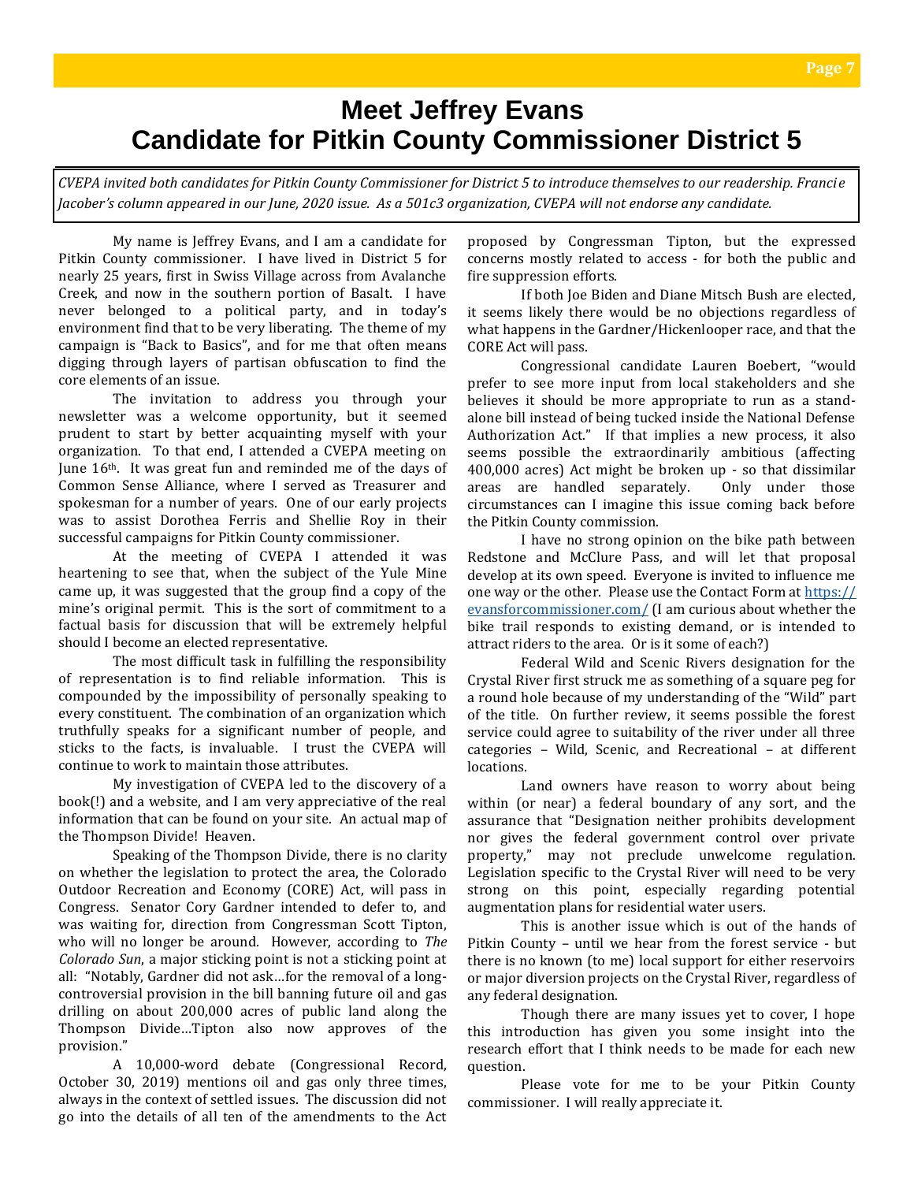# Meet Jeffrey Evans
# Candidate for Pitkin County Commissioner District 5

*CVEPA invited both candidates for Pitkin County Commissioner for District 5 to introduce themselves to our readership. Francie Jacober's column appeared in our June, 2020 issue. As a 501c3 organization, CVEPA will not endorse any candidate.*

My name is Jeffrey Evans, and I am a candidate for Pitkin County commissioner. I have lived in District 5 for nearly 25 years, first in Swiss Village across from Avalanche Creek, and now in the southern portion of Basalt. I have never belonged to a political party, and in today's environment find that to be very liberating. The theme of my campaign is "Back to Basics", and for me that often means digging through layers of partisan obfuscation to find the core elements of an issue.

The invitation to address you through your newsletter was a welcome opportunity, but it seemed prudent to start by better acquainting myself with your organization. To that end, I attended a CVEPA meeting on June 16th. It was great fun and reminded me of the days of Common Sense Alliance, where I served as Treasurer and spokesman for a number of years. One of our early projects was to assist Dorothea Ferris and Shellie Roy in their successful campaigns for Pitkin County commissioner.

At the meeting of CVEPA I attended it was heartening to see that, when the subject of the Yule Mine came up, it was suggested that the group find a copy of the mine's original permit. This is the sort of commitment to a factual basis for discussion that will be extremely helpful should I become an elected representative.

The most difficult task in fulfilling the responsibility of representation is to find reliable information. This is compounded by the impossibility of personally speaking to every constituent. The combination of an organization which truthfully speaks for a significant number of people, and sticks to the facts, is invaluable. I trust the CVEPA will continue to work to maintain those attributes.

My investigation of CVEPA led to the discovery of a book(!) and a website, and I am very appreciative of the real information that can be found on your site. An actual map of the Thompson Divide! Heaven.

Speaking of the Thompson Divide, there is no clarity on whether the legislation to protect the area, the Colorado Outdoor Recreation and Economy (CORE) Act, will pass in Congress. Senator Cory Gardner intended to defer to, and was waiting for, direction from Congressman Scott Tipton, who will no longer be around. However, according to *The Colorado Sun*, a major sticking point is not a sticking point at all: "Notably, Gardner did not ask…for the removal of a long-controversial provision in the bill banning future oil and gas drilling on about 200,000 acres of public land along the Thompson Divide…Tipton also now approves of the provision."

A 10,000-word debate (Congressional Record, October 30, 2019) mentions oil and gas only three times, always in the context of settled issues. The discussion did not go into the details of all ten of the amendments to the Act proposed by Congressman Tipton, but the expressed concerns mostly related to access - for both the public and fire suppression efforts.

If both Joe Biden and Diane Mitsch Bush are elected, it seems likely there would be no objections regardless of what happens in the Gardner/Hickenlooper race, and that the CORE Act will pass.

Congressional candidate Lauren Boebert, "would prefer to see more input from local stakeholders and she believes it should be more appropriate to run as a stand-alone bill instead of being tucked inside the National Defense Authorization Act." If that implies a new process, it also seems possible the extraordinarily ambitious (affecting 400,000 acres) Act might be broken up - so that dissimilar areas are handled separately. Only under those circumstances can I imagine this issue coming back before the Pitkin County commission.

I have no strong opinion on the bike path between Redstone and McClure Pass, and will let that proposal develop at its own speed. Everyone is invited to influence me one way or the other. Please use the Contact Form at https://evansforcommissioner.com/ (I am curious about whether the bike trail responds to existing demand, or is intended to attract riders to the area. Or is it some of each?)

Federal Wild and Scenic Rivers designation for the Crystal River first struck me as something of a square peg for a round hole because of my understanding of the "Wild" part of the title. On further review, it seems possible the forest service could agree to suitability of the river under all three categories – Wild, Scenic, and Recreational – at different locations.

Land owners have reason to worry about being within (or near) a federal boundary of any sort, and the assurance that "Designation neither prohibits development nor gives the federal government control over private property," may not preclude unwelcome regulation. Legislation specific to the Crystal River will need to be very strong on this point, especially regarding potential augmentation plans for residential water users.

This is another issue which is out of the hands of Pitkin County – until we hear from the forest service - but there is no known (to me) local support for either reservoirs or major diversion projects on the Crystal River, regardless of any federal designation.

Though there are many issues yet to cover, I hope this introduction has given you some insight into the research effort that I think needs to be made for each new question.

Please vote for me to be your Pitkin County commissioner. I will really appreciate it.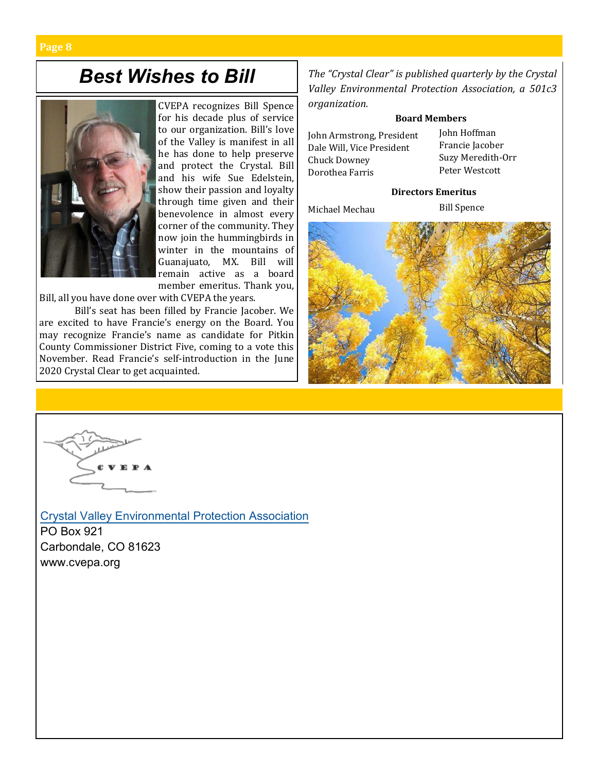# Best Wishes to Bill

CVEPA recognizes Bill Spence for his decade plus of service to our organization. Bill's love of the Valley is manifest in all he has done to help preserve and protect the Crystal. Bill and his wife Sue Edelstein, show their passion and loyalty through time given and their benevolence in almost every corner of the community. They now join the hummingbirds in winter in the mountains of Guanajuato, MX. Bill will remain active as a board member emeritus. Thank you, Bill, all you have done over with CVEPA the years.

Bill's seat has been filled by Francie Jacober. We are excited to have Francie's energy on the Board. You may recognize Francie's name as candidate for Pitkin County Commissioner District Five, coming to a vote this November. Read Francie's self-introduction in the June 2020 Crystal Clear to get acquainted.

*The "Crystal Clear" is published quarterly by the Crystal Valley Environmental Protection Association, a 501c3 organization.*

**Board Members**

John Armstrong, President
Dale Will, Vice President
Chuck Downey
Dorothea Farris
John Hoffman
Francie Jacober
Suzy Meredith-Orr
Peter Westcott

**Directors Emeritus**

Michael Mechau
Bill Spence

CVEPA

Crystal Valley Environmental Protection Association
PO Box 921
Carbondale, CO 81623
www.cvepa.org